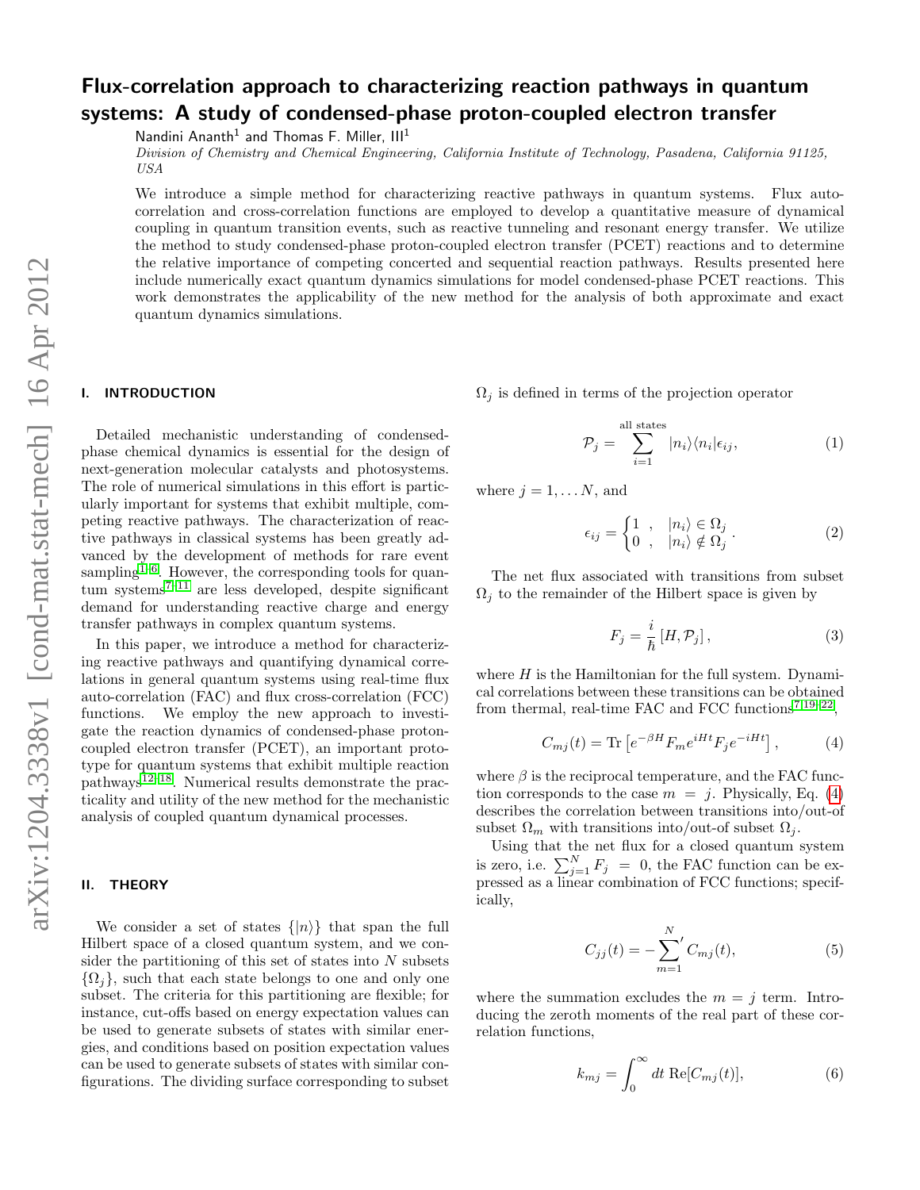# Flux-correlation approach to characterizing reaction pathways in quantum systems: A study of condensed-phase proton-coupled electron transfer

Nandini Ananth[1] and Thomas F. Miller, III[1]

*Division of Chemistry and Chemical Engineering, California Institute of Technology, Pasadena, California 91125, USA*

We introduce a simple method for characterizing reactive pathways in quantum systems. Flux autocorrelation and cross-correlation functions are employed to develop a quantitative measure of dynamical coupling in quantum transition events, such as reactive tunneling and resonant energy transfer. We utilize the method to study condensed-phase proton-coupled electron transfer (PCET) reactions and to determine the relative importance of competing concerted and sequential reaction pathways. Results presented here include numerically exact quantum dynamics simulations for model condensed-phase PCET reactions. This work demonstrates the applicability of the new method for the analysis of both approximate and exact quantum dynamics simulations.

## I. INTRODUCTION

Detailed mechanistic understanding of condensed-phase chemical dynamics is essential for the design of next-generation molecular catalysts and photosystems. The role of numerical simulations in this effort is particularly important for systems that exhibit multiple, competing reactive pathways. The characterization of reactive pathways in classical systems has been greatly advanced by the development of methods for rare event sampling[1–6]. However, the corresponding tools for quantum systems[7–11] are less developed, despite significant demand for understanding reactive charge and energy transfer pathways in complex quantum systems.

In this paper, we introduce a method for characterizing reactive pathways and quantifying dynamical correlations in general quantum systems using real-time flux auto-correlation (FAC) and flux cross-correlation (FCC) functions. We employ the new approach to investigate the reaction dynamics of condensed-phase proton-coupled electron transfer (PCET), an important prototype for quantum systems that exhibit multiple reaction pathways[12–18]. Numerical results demonstrate the practicality and utility of the new method for the mechanistic analysis of coupled quantum dynamical processes.

## II. THEORY

We consider a set of states $\{|n\rangle\}$ that span the full Hilbert space of a closed quantum system, and we consider the partitioning of this set of states into $N$ subsets $\{\Omega_j\}$, such that each state belongs to one and only one subset. The criteria for this partitioning are flexible; for instance, cut-offs based on energy expectation values can be used to generate subsets of states with similar energies, and conditions based on position expectation values can be used to generate subsets of states with similar configurations. The dividing surface corresponding to subset $\Omega_j$ is defined in terms of the projection operator

$$\mathcal{P}_j = \sum_{i=1}^{\text{all states}} |n_i\rangle\langle n_i|\epsilon_{ij}, \tag{1}$$

where $j = 1, \ldots N$, and

$$\epsilon_{ij} = \begin{cases} 1 \ , & |n_i\rangle \in \Omega_j \\ 0 \ , & |n_i\rangle \notin \Omega_j \end{cases}. \tag{2}$$

The net flux associated with transitions from subset $\Omega_j$ to the remainder of the Hilbert space is given by

$$F_j = \frac{i}{\hbar}\left[H, \mathcal{P}_j\right], \tag{3}$$

where $H$ is the Hamiltonian for the full system. Dynamical correlations between these transitions can be obtained from thermal, real-time FAC and FCC functions[7,19–22],

$$C_{mj}(t) = \text{Tr}\left[e^{-\beta H} F_m e^{iHt} F_j e^{-iHt}\right], \tag{4}$$

where $\beta$ is the reciprocal temperature, and the FAC function corresponds to the case $m = j$. Physically, Eq. (4) describes the correlation between transitions into/out-of subset $\Omega_m$ with transitions into/out-of subset $\Omega_j$.

Using that the net flux for a closed quantum system is zero, i.e. $\sum_{j=1}^{N} F_j = 0$, the FAC function can be expressed as a linear combination of FCC functions; specifically,

$$C_{jj}(t) = -{\sum_{m=1}^{N}}' C_{mj}(t), \tag{5}$$

where the summation excludes the $m = j$ term. Introducing the zeroth moments of the real part of these correlation functions,

$$k_{mj} = \int_0^\infty dt \, \text{Re}[C_{mj}(t)], \tag{6}$$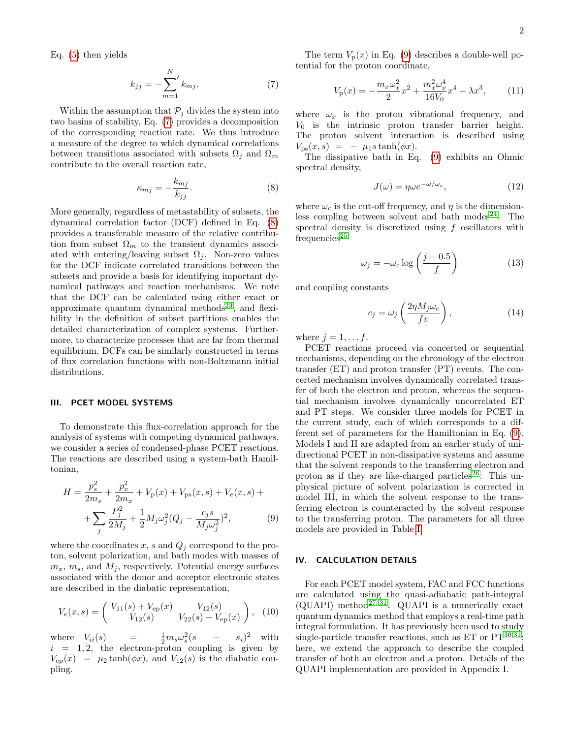Eq. (5) then yields

$$k_{jj} = -\sum_{m=1}^{N}{}' k_{mj}. \tag{7}$$

Within the assumption that $\mathcal{P}_j$ divides the system into two basins of stability, Eq. (7) provides a decomposition of the corresponding reaction rate. We thus introduce a measure of the degree to which dynamical correlations between transitions associated with subsets $\Omega_j$ and $\Omega_m$ contribute to the overall reaction rate,

$$\kappa_{mj} = -\frac{k_{mj}}{k_{jj}}. \tag{8}$$

More generally, regardless of metastability of subsets, the dynamical correlation factor (DCF) defined in Eq. (8) provides a transferable measure of the relative contribution from subset $\Omega_m$ to the transient dynamics associated with entering/leaving subset $\Omega_j$. Non-zero values for the DCF indicate correlated transitions between the subsets and provide a basis for identifying important dynamical pathways and reaction mechanisms. We note that the DCF can be calculated using either exact or approximate quantum dynamical methods[23], and flexibility in the definition of subset partitions enables the detailed characterization of complex systems. Furthermore, to characterize processes that are far from thermal equilibrium, DCFs can be similarly constructed in terms of flux correlation functions with non-Boltzmann initial distributions.

## III. PCET MODEL SYSTEMS

To demonstrate this flux-correlation approach for the analysis of systems with competing dynamical pathways, we consider a series of condensed-phase PCET reactions. The reactions are described using a system-bath Hamiltonian,

$$H = \frac{p_s^2}{2m_s} + \frac{p_x^2}{2m_x} + V_{\rm p}(x) + V_{\rm ps}(x,s) + V_e(x,s) + \\ + \sum_j \frac{P_j^2}{2M_j} + \frac{1}{2}M_j\omega_j^2(Q_j - \frac{c_j s}{M_j\omega_j^2})^2, \tag{9}$$

where the coordinates $x$, $s$ and $Q_j$ correspond to the proton, solvent polarization, and bath modes with masses of $m_x$, $m_s$, and $M_j$, respectively. Potential energy surfaces associated with the donor and acceptor electronic states are described in the diabatic representation,

$$V_e(x,s) = \begin{pmatrix} V_{11}(s) + V_{\rm ep}(x) & V_{12}(s) \\ V_{12}(s) & V_{22}(s) - V_{\rm ep}(x) \end{pmatrix}, \tag{10}$$

where $V_{ii}(s) = \frac{1}{2}m_s\omega_s^2(s - s_i)^2$ with $i = 1, 2$, the electron-proton coupling is given by $V_{\rm ep}(x) = \mu_2 \tanh(\phi x)$, and $V_{12}(s)$ is the diabatic coupling.

The term $V_{\rm p}(x)$ in Eq. (9) describes a double-well potential for the proton coordinate,

$$V_{\rm p}(x) = -\frac{m_x\omega_x^2}{2}x^2 + \frac{m_x^2\omega_x^4}{16V_0}x^4 - \lambda x^3, \tag{11}$$

where $\omega_x$ is the proton vibrational frequency, and $V_0$ is the intrinsic proton transfer barrier height. The proton solvent interaction is described using $V_{\rm ps}(x,s) = -\mu_1 s\tanh(\phi x)$.

The dissipative bath in Eq. (9) exhibits an Ohmic spectral density,

$$J(\omega) = \eta\omega e^{-\omega/\omega_c}, \tag{12}$$

where $\omega_c$ is the cut-off frequency, and $\eta$ is the dimensionless coupling between solvent and bath modes[24]. The spectral density is discretized using $f$ oscillators with frequencies[25]

$$\omega_j = -\omega_c \log\left(\frac{j-0.5}{f}\right) \tag{13}$$

and coupling constants

$$c_j = \omega_j\left(\frac{2\eta M_j\omega_c}{f\pi}\right), \tag{14}$$

where $j = 1, \dots f$.

PCET reactions proceed via concerted or sequential mechanisms, depending on the chronology of the electron transfer (ET) and proton transfer (PT) events. The concerted mechanism involves dynamically correlated transfer of both the electron and proton, whereas the sequential mechanism involves dynamically uncorrelated ET and PT steps. We consider three models for PCET in the current study, each of which corresponds to a different set of parameters for the Hamiltonian in Eq. (9). Models I and II are adapted from an earlier study of unidirectional PCET in non-dissipative systems and assume that the solvent responds to the transferring electron and proton as if they are like-charged particles[26]. This unphysical picture of solvent polarization is corrected in model III, in which the solvent response to the transferring electron is counteracted by the solvent response to the transferring proton. The parameters for all three models are provided in Table I.

## IV. CALCULATION DETAILS

For each PCET model system, FAC and FCC functions are calculated using the quasi-adiabatic path-integral (QUAPI) method[27–31]. QUAPI is a numerically exact quantum dynamics method that employs a real-time path integral formulation. It has previously been used to study single-particle transfer reactions, such as ET or PT[30,31]; here, we extend the approach to describe the coupled transfer of both an electron and a proton. Details of the QUAPI implementation are provided in Appendix I.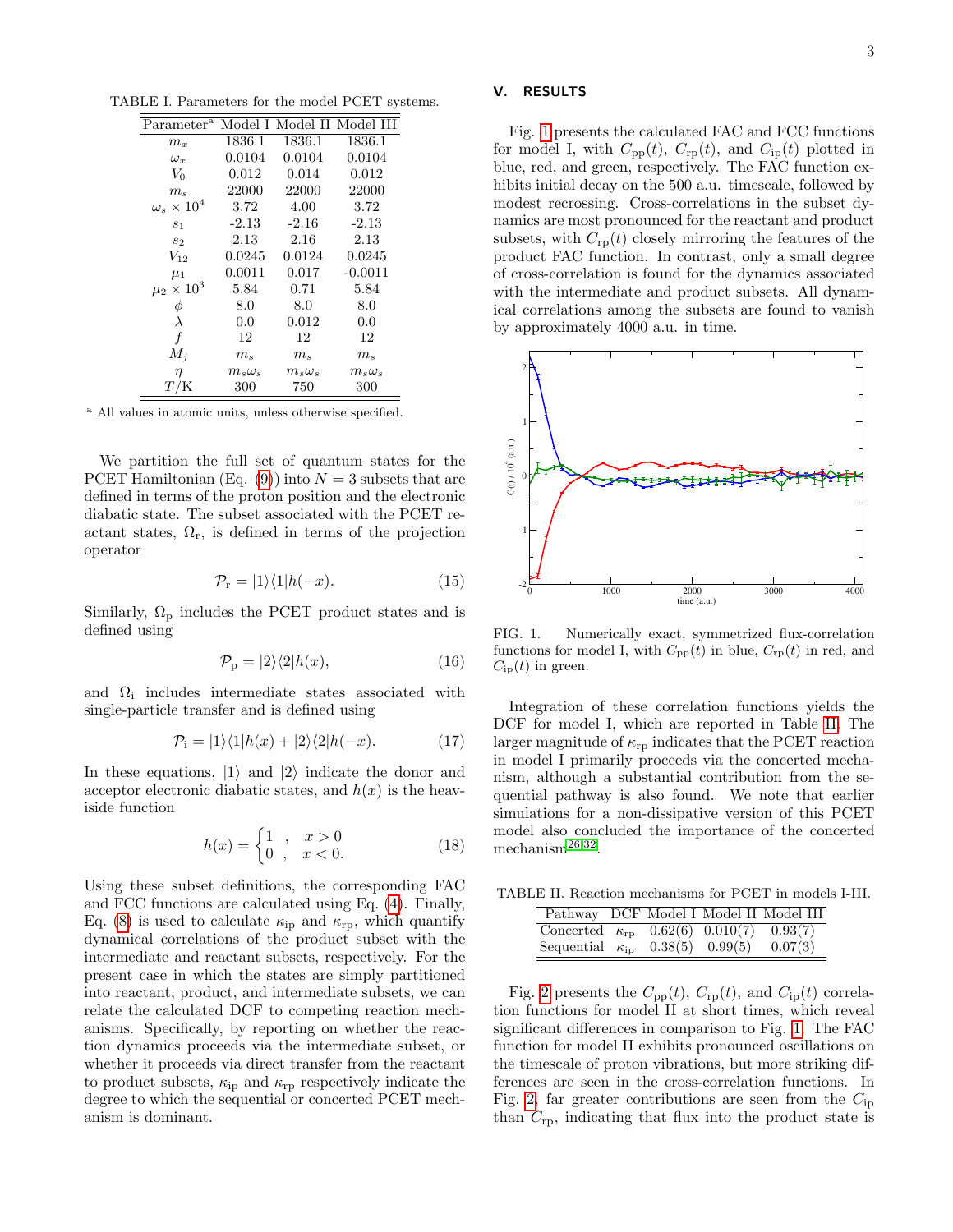TABLE I. Parameters for the model PCET systems.

| Parameter[a] | Model I | Model II | Model III |
|---|---|---|---|
| $m_x$ | 1836.1 | 1836.1 | 1836.1 |
| $\omega_x$ | 0.0104 | 0.0104 | 0.0104 |
| $V_0$ | 0.012 | 0.014 | 0.012 |
| $m_s$ | 22000 | 22000 | 22000 |
| $\omega_s \times 10^4$ | 3.72 | 4.00 | 3.72 |
| $s_1$ | -2.13 | -2.16 | -2.13 |
| $s_2$ | 2.13 | 2.16 | 2.13 |
| $V_{12}$ | 0.0245 | 0.0124 | 0.0245 |
| $\mu_1$ | 0.0011 | 0.017 | -0.0011 |
| $\mu_2 \times 10^3$ | 5.84 | 0.71 | 5.84 |
| $\phi$ | 8.0 | 8.0 | 8.0 |
| $\lambda$ | 0.0 | 0.012 | 0.0 |
| $f$ | 12 | 12 | 12 |
| $M_j$ | $m_s$ | $m_s$ | $m_s$ |
| $\eta$ | $m_s\omega_s$ | $m_s\omega_s$ | $m_s\omega_s$ |
| $T$/K | 300 | 750 | 300 |

[a] All values in atomic units, unless otherwise specified.

We partition the full set of quantum states for the PCET Hamiltonian (Eq. (9)) into $N = 3$ subsets that are defined in terms of the proton position and the electronic diabatic state. The subset associated with the PCET reactant states, $\Omega_{\rm r}$, is defined in terms of the projection operator

$$\mathcal{P}_{\rm r} = |1\rangle\langle 1|h(-x). \tag{15}$$

Similarly, $\Omega_{\rm p}$ includes the PCET product states and is defined using

$$\mathcal{P}_{\rm p} = |2\rangle\langle 2|h(x), \tag{16}$$

and $\Omega_{\rm i}$ includes intermediate states associated with single-particle transfer and is defined using

$$\mathcal{P}_{\rm i} = |1\rangle\langle 1|h(x) + |2\rangle\langle 2|h(-x). \tag{17}$$

In these equations, $|1\rangle$ and $|2\rangle$ indicate the donor and acceptor electronic diabatic states, and $h(x)$ is the heaviside function

$$h(x) = \begin{cases} 1 & , \quad x > 0 \\ 0 & , \quad x < 0. \end{cases} \tag{18}$$

Using these subset definitions, the corresponding FAC and FCC functions are calculated using Eq. (4). Finally, Eq. (8) is used to calculate $\kappa_{\rm ip}$ and $\kappa_{\rm rp}$, which quantify dynamical correlations of the product subset with the intermediate and reactant subsets, respectively. For the present case in which the states are simply partitioned into reactant, product, and intermediate subsets, we can relate the calculated DCF to competing reaction mechanisms. Specifically, by reporting on whether the reaction dynamics proceeds via the intermediate subset, or whether it proceeds via direct transfer from the reactant to product subsets, $\kappa_{\rm ip}$ and $\kappa_{\rm rp}$ respectively indicate the degree to which the sequential or concerted PCET mechanism is dominant.

## V. RESULTS

Fig. 1 presents the calculated FAC and FCC functions for model I, with $C_{\rm pp}(t)$, $C_{\rm rp}(t)$, and $C_{\rm ip}(t)$ plotted in blue, red, and green, respectively. The FAC function exhibits initial decay on the 500 a.u. timescale, followed by modest recrossing. Cross-correlations in the subset dynamics are most pronounced for the reactant and product subsets, with $C_{\rm rp}(t)$ closely mirroring the features of the product FAC function. In contrast, only a small degree of cross-correlation is found for the dynamics associated with the intermediate and product subsets. All dynamical correlations among the subsets are found to vanish by approximately 4000 a.u. in time.

FIG. 1. Numerically exact, symmetrized flux-correlation functions for model I, with $C_{\rm pp}(t)$ in blue, $C_{\rm rp}(t)$ in red, and $C_{\rm ip}(t)$ in green.

Integration of these correlation functions yields the DCF for model I, which are reported in Table II. The larger magnitude of $\kappa_{\rm rp}$ indicates that the PCET reaction in model I primarily proceeds via the concerted mechanism, although a substantial contribution from the sequential pathway is also found. We note that earlier simulations for a non-dissipative version of this PCET model also concluded the importance of the concerted mechanism[26,32].

TABLE II. Reaction mechanisms for PCET in models I-III.

| Pathway | DCF | Model I | Model II | Model III |
|---|---|---|---|---|
| Concerted | $\kappa_{\rm rp}$ | 0.62(6) | 0.010(7) | 0.93(7) |
| Sequential | $\kappa_{\rm ip}$ | 0.38(5) | 0.99(5) | 0.07(3) |

Fig. 2 presents the $C_{\rm pp}(t)$, $C_{\rm rp}(t)$, and $C_{\rm ip}(t)$ correlation functions for model II at short times, which reveal significant differences in comparison to Fig. 1. The FAC function for model II exhibits pronounced oscillations on the timescale of proton vibrations, but more striking differences are seen in the cross-correlation functions. In Fig. 2, far greater contributions are seen from the $C_{\rm ip}$ than $C_{\rm rp}$, indicating that flux into the product state is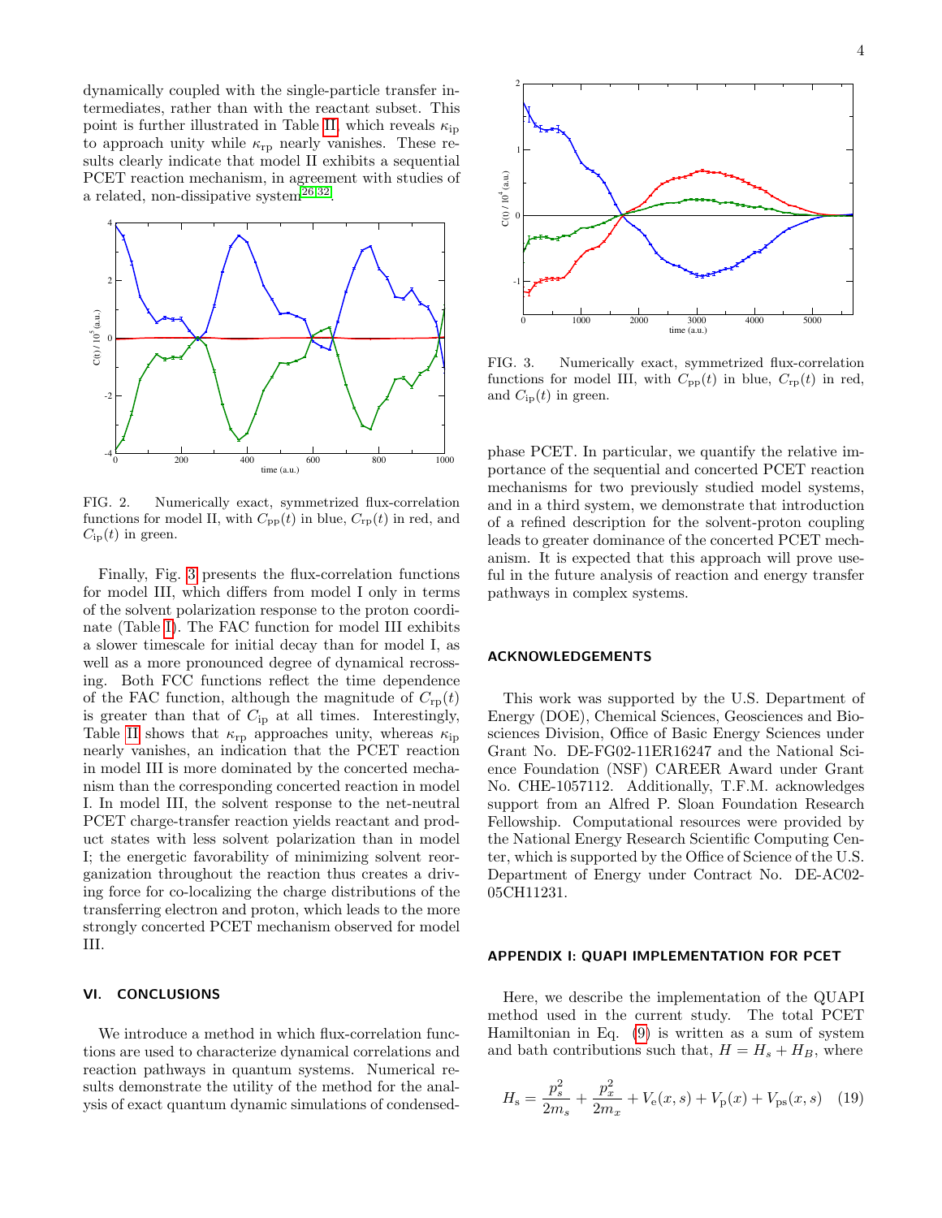dynamically coupled with the single-particle transfer intermediates, rather than with the reactant subset. This point is further illustrated in Table II, which reveals $\kappa_{\mathrm{ip}}$ to approach unity while $\kappa_{\mathrm{rp}}$ nearly vanishes. These results clearly indicate that model II exhibits a sequential PCET reaction mechanism, in agreement with studies of a related, non-dissipative system[26,32].

FIG. 2. Numerically exact, symmetrized flux-correlation functions for model II, with $C_{\mathrm{pp}}(t)$ in blue, $C_{\mathrm{rp}}(t)$ in red, and $C_{\mathrm{ip}}(t)$ in green.

Finally, Fig. 3 presents the flux-correlation functions for model III, which differs from model I only in terms of the solvent polarization response to the proton coordinate (Table I). The FAC function for model III exhibits a slower timescale for initial decay than for model I, as well as a more pronounced degree of dynamical recrossing. Both FCC functions reflect the time dependence of the FAC function, although the magnitude of $C_{\mathrm{rp}}(t)$ is greater than that of $C_{\mathrm{ip}}$ at all times. Interestingly, Table II shows that $\kappa_{\mathrm{rp}}$ approaches unity, whereas $\kappa_{\mathrm{ip}}$ nearly vanishes, an indication that the PCET reaction in model III is more dominated by the concerted mechanism than the corresponding concerted reaction in model I. In model III, the solvent response to the net-neutral PCET charge-transfer reaction yields reactant and product states with less solvent polarization than in model I; the energetic favorability of minimizing solvent reorganization throughout the reaction thus creates a driving force for co-localizing the charge distributions of the transferring electron and proton, which leads to the more strongly concerted PCET mechanism observed for model III.

FIG. 3. Numerically exact, symmetrized flux-correlation functions for model III, with $C_{\mathrm{pp}}(t)$ in blue, $C_{\mathrm{rp}}(t)$ in red, and $C_{\mathrm{ip}}(t)$ in green.

## VI. CONCLUSIONS

We introduce a method in which flux-correlation functions are used to characterize dynamical correlations and reaction pathways in quantum systems. Numerical results demonstrate the utility of the method for the analysis of exact quantum dynamic simulations of condensed-phase PCET. In particular, we quantify the relative importance of the sequential and concerted PCET reaction mechanisms for two previously studied model systems, and in a third system, we demonstrate that introduction of a refined description for the solvent-proton coupling leads to greater dominance of the concerted PCET mechanism. It is expected that this approach will prove useful in the future analysis of reaction and energy transfer pathways in complex systems.

## ACKNOWLEDGEMENTS

This work was supported by the U.S. Department of Energy (DOE), Chemical Sciences, Geosciences and Biosciences Division, Office of Basic Energy Sciences under Grant No. DE-FG02-11ER16247 and the National Science Foundation (NSF) CAREER Award under Grant No. CHE-1057112. Additionally, T.F.M. acknowledges support from an Alfred P. Sloan Foundation Research Fellowship. Computational resources were provided by the National Energy Research Scientific Computing Center, which is supported by the Office of Science of the U.S. Department of Energy under Contract No. DE-AC02-05CH11231.

## APPENDIX I: QUAPI IMPLEMENTATION FOR PCET

Here, we describe the implementation of the QUAPI method used in the current study. The total PCET Hamiltonian in Eq. (9) is written as a sum of system and bath contributions such that, $H = H_s + H_B$, where

$$H_{\mathrm{s}} = \frac{p_s^2}{2m_s} + \frac{p_x^2}{2m_x} + V_{\mathrm{e}}(x,s) + V_{\mathrm{p}}(x) + V_{\mathrm{ps}}(x,s) \quad (19)$$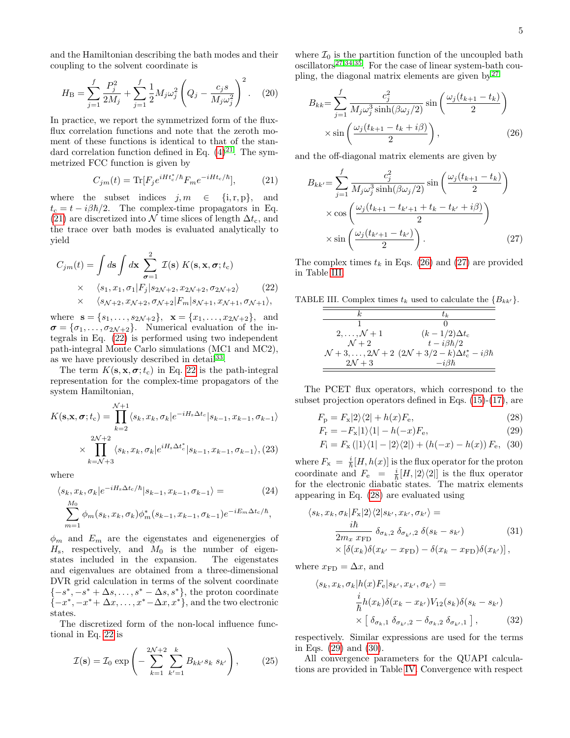and the Hamiltonian describing the bath modes and their coupling to the solvent coordinate is

$$H_{\rm B} = \sum_{j=1}^{f} \frac{P_j^2}{2M_j} + \sum_{j=1}^{f} \frac{1}{2} M_j \omega_j^2 \left( Q_j - \frac{c_j s}{M_j \omega_j^2} \right)^2. \quad (20)$$

In practice, we report the symmetrized form of the flux-flux correlation functions and note that the zeroth moment of these functions is identical to that of the standard correlation function defined in Eq. (4)[21]. The symmetrized FCC function is given by

$$C_{jm}(t) = {\rm Tr}[F_j e^{iHt_c^*/\hbar} F_m e^{-iHt_c/\hbar}], \quad (21)$$

where the subset indices $j, m \in \{{\rm i}, {\rm r}, {\rm p}\}$, and $t_c = t - i\beta\hbar/2$. The complex-time propagators in Eq. (21) are discretized into $\mathcal{N}$ time slices of length $\Delta t_c$, and the trace over bath modes is evaluated analytically to yield

$$\begin{aligned} C_{jm}(t) = \int d\mathbf{s} \int d\mathbf{x} \sum_{\boldsymbol{\sigma}=1}^{2} \mathcal{I}(\mathbf{s})\ K(\mathbf{s}, \mathbf{x}, \boldsymbol{\sigma}; t_c) \\ \times \quad \langle s_1, x_1, \sigma_1 | F_j | s_{2\mathcal{N}+2}, x_{2\mathcal{N}+2}, \sigma_{2\mathcal{N}+2} \rangle \\ \times \quad \langle s_{\mathcal{N}+2}, x_{\mathcal{N}+2}, \sigma_{\mathcal{N}+2} | F_m | s_{\mathcal{N}+1}, x_{\mathcal{N}+1}, \sigma_{\mathcal{N}+1} \rangle, \end{aligned} \quad (22)$$

where $\mathbf{s} = \{s_1, \ldots, s_{2\mathcal{N}+2}\}$, $\mathbf{x} = \{x_1, \ldots, x_{2\mathcal{N}+2}\}$, and $\boldsymbol{\sigma} = \{\sigma_1, \ldots, \sigma_{2\mathcal{N}+2}\}$. Numerical evaluation of the integrals in Eq. (22) is performed using two independent path-integral Monte Carlo simulations (MC1 and MC2), as we have previously described in detail[33].

The term $K(\mathbf{s}, \mathbf{x}, \boldsymbol{\sigma}; t_c)$ in Eq. 22 is the path-integral representation for the complex-time propagators of the system Hamiltonian,

$$\begin{aligned} K(\mathbf{s},\mathbf{x},\boldsymbol{\sigma}; t_c) = \prod_{k=2}^{\mathcal{N}+1} \langle s_k, x_k, \sigma_k | e^{-iH_s \Delta t_c} | s_{k-1}, x_{k-1}, \sigma_{k-1} \rangle \\ \times \prod_{k=\mathcal{N}+3}^{2\mathcal{N}+2} \langle s_k, x_k, \sigma_k | e^{iH_s \Delta t_c^*} | s_{k-1}, x_{k-1}, \sigma_{k-1} \rangle, \end{aligned} \quad (23)$$

where

$$\begin{aligned} \langle s_k, x_k, \sigma_k | e^{-iH_s\Delta t_c/\hbar} | s_{k-1}, x_{k-1}, \sigma_{k-1} \rangle = \\ \sum_{m=1}^{M_0} \phi_m(s_k, x_k, \sigma_k) \phi_m^*(s_{k-1}, x_{k-1}, \sigma_{k-1}) e^{-iE_m \Delta t_c/\hbar}, \end{aligned} \quad (24)$$

$\phi_m$ and $E_m$ are the eigenstates and eigenenergies of $H_s$, respectively, and $M_0$ is the number of eigenstates included in the expansion. The eigenstates and eigenvalues are obtained from a three-dimensional DVR grid calculation in terms of the solvent coordinate $\{-s^*, -s^* + \Delta s, \ldots, s^* - \Delta s, s^*\}$, the proton coordinate $\{-x^*, -x^* + \Delta x, \ldots, x^* - \Delta x, x^*\}$, and the two electronic states.

The discretized form of the non-local influence functional in Eq. 22 is

$$\mathcal{I}(\mathbf{s}) = \mathcal{I}_0 \exp\left( -\sum_{k=1}^{2\mathcal{N}+2} \sum_{k'=1}^{k} B_{kk'} s_k\ s_{k'} \right), \quad (25)$$

where $\mathcal{I}_0$ is the partition function of the uncoupled bath oscillators[27,34,35]. For the case of linear system-bath coupling, the diagonal matrix elements are given by[27]

$$\begin{aligned} B_{kk} = \sum_{j=1}^{f} \frac{c_j^2}{M_j \omega_j^3 \sinh(\beta\omega_j/2)} \sin\left( \frac{\omega_j (t_{k+1} - t_k)}{2} \right) \\ \times \sin\left( \frac{\omega_j (t_{k+1} - t_k + i\beta)}{2} \right), \end{aligned} \quad (26)$$

and the off-diagonal matrix elements are given by

$$\begin{aligned} B_{kk'} = \sum_{j=1}^{f} \frac{c_j^2}{M_j \omega_j^3 \sinh(\beta\omega_j/2)} \sin\left( \frac{\omega_j (t_{k+1} - t_k)}{2} \right) \\ \times \cos\left( \frac{\omega_j (t_{k+1} - t_{k'+1} + t_k - t_{k'} + i\beta)}{2} \right) \\ \times \sin\left( \frac{\omega_j (t_{k'+1} - t_{k'})}{2} \right). \end{aligned} \quad (27)$$

The complex times $t_k$ in Eqs. (26) and (27) are provided in Table III.

TABLE III. Complex times $t_k$ used to calculate the $\{B_{kk'}\}$.

| $k$ | $t_k$ |
|---|---|
| 1 | 0 |
| $2, \ldots, \mathcal{N}+1$ | $(k - 1/2)\Delta t_c$ |
| $\mathcal{N}+2$ | $t - i\beta\hbar/2$ |
| $\mathcal{N}+3, \ldots, 2\mathcal{N}+2$ | $(2\mathcal{N} + 3/2 - k)\Delta t_c^* - i\beta\hbar$ |
| $2\mathcal{N}+3$ | $-i\beta\hbar$ |

The PCET flux operators, which correspond to the subset projection operators defined in Eqs. (15)-(17), are

$$F_{\rm p} = F_{\rm x} |2\rangle\langle 2| + h(x) F_{\rm e}, \quad (28)$$

$$F_{\rm r} = -F_{\rm x} |1\rangle\langle 1| - h(-x) F_{\rm e}, \quad (29)$$

$$F_{\rm i} = F_{\rm x} \left( |1\rangle\langle 1| - |2\rangle\langle 2| \right) + \left( h(-x) - h(x) \right) F_{\rm e}, \quad (30)$$

where $F_{\rm x} = \frac{i}{\hbar}[H, h(x)]$ is the flux operator for the proton coordinate and $F_{\rm e} = \frac{i}{\hbar}[H, |2\rangle\langle 2|]$ is the flux operator for the electronic diabatic states. The matrix elements appearing in Eq. (28) are evaluated using

$$\begin{aligned} \langle s_k, x_k, \sigma_k | F_{\rm x} |2\rangle\langle 2| s_{k'}, x_{k'}, \sigma_{k'} \rangle = \\ \frac{i\hbar}{2m_x\, x_{\rm FD}}\ \delta_{\sigma_k,2}\ \delta_{\sigma_{k'},2}\ \delta(s_k - s_{k'}) \\ \times \left[ \delta(x_k) \delta(x_{k'} - x_{\rm FD}) - \delta(x_k - x_{\rm FD}) \delta(x_{k'}) \right], \end{aligned} \quad (31)$$

where $x_{\rm FD} = \Delta x$, and

$$\begin{aligned} \langle s_k, x_k, \sigma_k | h(x) F_{\rm e} | s_{k'}, x_{k'}, \sigma_{k'} \rangle = \\ \frac{i}{\hbar} h(x_k) \delta(x_k - x_{k'}) V_{12}(s_k) \delta(s_k - s_{k'}) \\ \times \left[\ \delta_{\sigma_k,1}\ \delta_{\sigma_{k'},2} - \delta_{\sigma_k,2}\ \delta_{\sigma_{k'},1}\ \right], \end{aligned} \quad (32)$$

respectively. Similar expressions are used for the terms in Eqs. (29) and (30).

All convergence parameters for the QUAPI calculations are provided in Table IV. Convergence with respect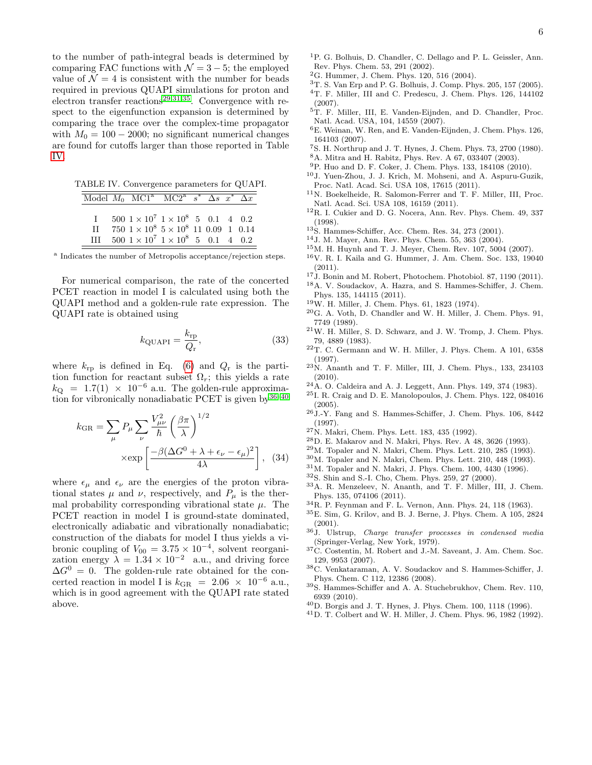to the number of path-integral beads is determined by comparing FAC functions with $\mathcal{N} = 3-5$; the employed value of $\mathcal{N} = 4$ is consistent with the number for beads required in previous QUAPI simulations for proton and electron transfer reactions[29,31,35]. Convergence with respect to the eigenfunction expansion is determined by comparing the trace over the complex-time propagator with $M_0 = 100-2000$; no significant numerical changes are found for cutoffs larger than those reported in Table IV.

TABLE IV. Convergence parameters for QUAPI.

| Model | $M_0$ | MC1[a] | MC2[a] | $s^*$ | $\Delta s$ | $x^*$ | $\Delta x$ |
|---|---|---|---|---|---|---|---|
| I | 500 | $1 \times 10^7$ | $1 \times 10^8$ | 5 | 0.1 | 4 | 0.2 |
| II | 750 | $1 \times 10^8$ | $5 \times 10^8$ | 11 | 0.09 | 1 | 0.14 |
| III | 500 | $1 \times 10^7$ | $1 \times 10^8$ | 5 | 0.1 | 4 | 0.2 |

[a] Indicates the number of Metropolis acceptance/rejection steps.

For numerical comparison, the rate of the concerted PCET reaction in model I is calculated using both the QUAPI method and a golden-rule rate expression. The QUAPI rate is obtained using

$$k_{\mathrm{QUAPI}} = \frac{k_{\mathrm{rp}}}{Q_{\mathrm{r}}}, \tag{33}$$

where $k_{\mathrm{rp}}$ is defined in Eq. (6) and $Q_{\mathrm{r}}$ is the partition function for reactant subset $\Omega_r$; this yields a rate $k_{\mathrm{Q}} = 1.7(1) \times 10^{-6}$ a.u. The golden-rule approximation for vibronically nonadiabatic PCET is given by[36–40]

$$k_{\mathrm{GR}} = \sum_{\mu} P_{\mu} \sum_{\nu} \frac{V_{\mu\nu}^2}{\hbar} \left(\frac{\beta\pi}{\lambda}\right)^{1/2} \times \exp\left[\frac{-\beta(\Delta G^0 + \lambda + \epsilon_{\nu} - \epsilon_{\mu})^2}{4\lambda}\right], \tag{34}$$

where $\epsilon_{\mu}$ and $\epsilon_{\nu}$ are the energies of the proton vibrational states $\mu$ and $\nu$, respectively, and $P_{\mu}$ is the thermal probability corresponding vibrational state $\mu$. The PCET reaction in model I is ground-state dominated, electronically adiabatic and vibrationally nonadiabatic; construction of the diabats for model I thus yields a vibronic coupling of $V_{00} = 3.75 \times 10^{-4}$, solvent reorganization energy $\lambda = 1.34 \times 10^{-2}$ a.u., and driving force $\Delta G^0 = 0$. The golden-rule rate obtained for the concerted reaction in model I is $k_{\mathrm{GR}} = 2.06 \times 10^{-6}$ a.u., which is in good agreement with the QUAPI rate stated above.

[1] P. G. Bolhuis, D. Chandler, C. Dellago and P. L. Geissler, Ann. Rev. Phys. Chem. 53, 291 (2002).
[2] G. Hummer, J. Chem. Phys. 120, 516 (2004).
[3] T. S. Van Erp and P. G. Bolhuis, J. Comp. Phys. 205, 157 (2005).
[4] T. F. Miller, III and C. Predescu, J. Chem. Phys. 126, 144102 (2007).
[5] T. F. Miller, III, E. Vanden-Eijnden, and D. Chandler, Proc. Natl. Acad. USA, 104, 14559 (2007).
[6] E. Weinan, W. Ren, and E. Vanden-Eijnden, J. Chem. Phys. 126, 164103 (2007).
[7] S. H. Northrup and J. T. Hynes, J. Chem. Phys. 73, 2700 (1980).
[8] A. Mitra and H. Rabitz, Phys. Rev. A 67, 033407 (2003).
[9] P. Huo and D. F. Coker, J. Chem. Phys. 133, 184108 (2010).
[10] J. Yuen-Zhou, J. J. Krich, M. Mohseni, and A. Aspuru-Guzik, Proc. Natl. Acad. Sci. USA 108, 17615 (2011).
[11] N. Boekelheide, R. Salomon-Ferrer and T. F. Miller, III, Proc. Natl. Acad. Sci. USA 108, 16159 (2011).
[12] R. I. Cukier and D. G. Nocera, Ann. Rev. Phys. Chem. 49, 337 (1998).
[13] S. Hammes-Schiffer, Acc. Chem. Res. 34, 273 (2001).
[14] J. M. Mayer, Ann. Rev. Phys. Chem. 55, 363 (2004).
[15] M. H. Huynh and T. J. Meyer, Chem. Rev. 107, 5004 (2007).
[16] V. R. I. Kaila and G. Hummer, J. Am. Chem. Soc. 133, 19040 (2011).
[17] J. Bonin and M. Robert, Photochem. Photobiol. 87, 1190 (2011).
[18] A. V. Soudackov, A. Hazra, and S. Hammes-Schiffer, J. Chem. Phys. 135, 144115 (2011).
[19] W. H. Miller, J. Chem. Phys. 61, 1823 (1974).
[20] G. A. Voth, D. Chandler and W. H. Miller, J. Chem. Phys. 91, 7749 (1989).
[21] W. H. Miller, S. D. Schwarz, and J. W. Tromp, J. Chem. Phys. 79, 4889 (1983).
[22] T. C. Germann and W. H. Miller, J. Phys. Chem. A 101, 6358 (1997).
[23] N. Ananth and T. F. Miller, III, J. Chem. Phys., 133, 234103 (2010).
[24] A. O. Caldeira and A. J. Leggett, Ann. Phys. 149, 374 (1983).
[25] I. R. Craig and D. E. Manolopoulos, J. Chem. Phys. 122, 084016 (2005).
[26] J.-Y. Fang and S. Hammes-Schiffer, J. Chem. Phys. 106, 8442 (1997).
[27] N. Makri, Chem. Phys. Lett. 183, 435 (1992).
[28] D. E. Makarov and N. Makri, Phys. Rev. A 48, 3626 (1993).
[29] M. Topaler and N. Makri, Chem. Phys. Lett. 210, 285 (1993).
[30] M. Topaler and N. Makri, Chem. Phys. Lett. 210, 448 (1993).
[31] M. Topaler and N. Makri, J. Phys. Chem. 100, 4430 (1996).
[32] S. Shin and S.-I. Cho, Chem. Phys. 259, 27 (2000).
[33] A. R. Menzeleev, N. Ananth, and T. F. Miller, III, J. Chem. Phys. 135, 074106 (2011).
[34] R. P. Feynman and F. L. Vernon, Ann. Phys. 24, 118 (1963).
[35] E. Sim, G. Krilov, and B. J. Berne, J. Phys. Chem. A 105, 2824 (2001).
[36] J. Ulstrup, *Charge transfer processes in condensed media* (Springer-Verlag, New York, 1979).
[37] C. Costentin, M. Robert and J.-M. Saveant, J. Am. Chem. Soc. 129, 9953 (2007).
[38] C. Venkataraman, A. V. Soudackov and S. Hammes-Schiffer, J. Phys. Chem. C 112, 12386 (2008).
[39] S. Hammes-Schiffer and A. A. Stuchebrukhov, Chem. Rev. 110, 6939 (2010).
[40] D. Borgis and J. T. Hynes, J. Phys. Chem. 100, 1118 (1996).
[41] D. T. Colbert and W. H. Miller, J. Chem. Phys. 96, 1982 (1992).